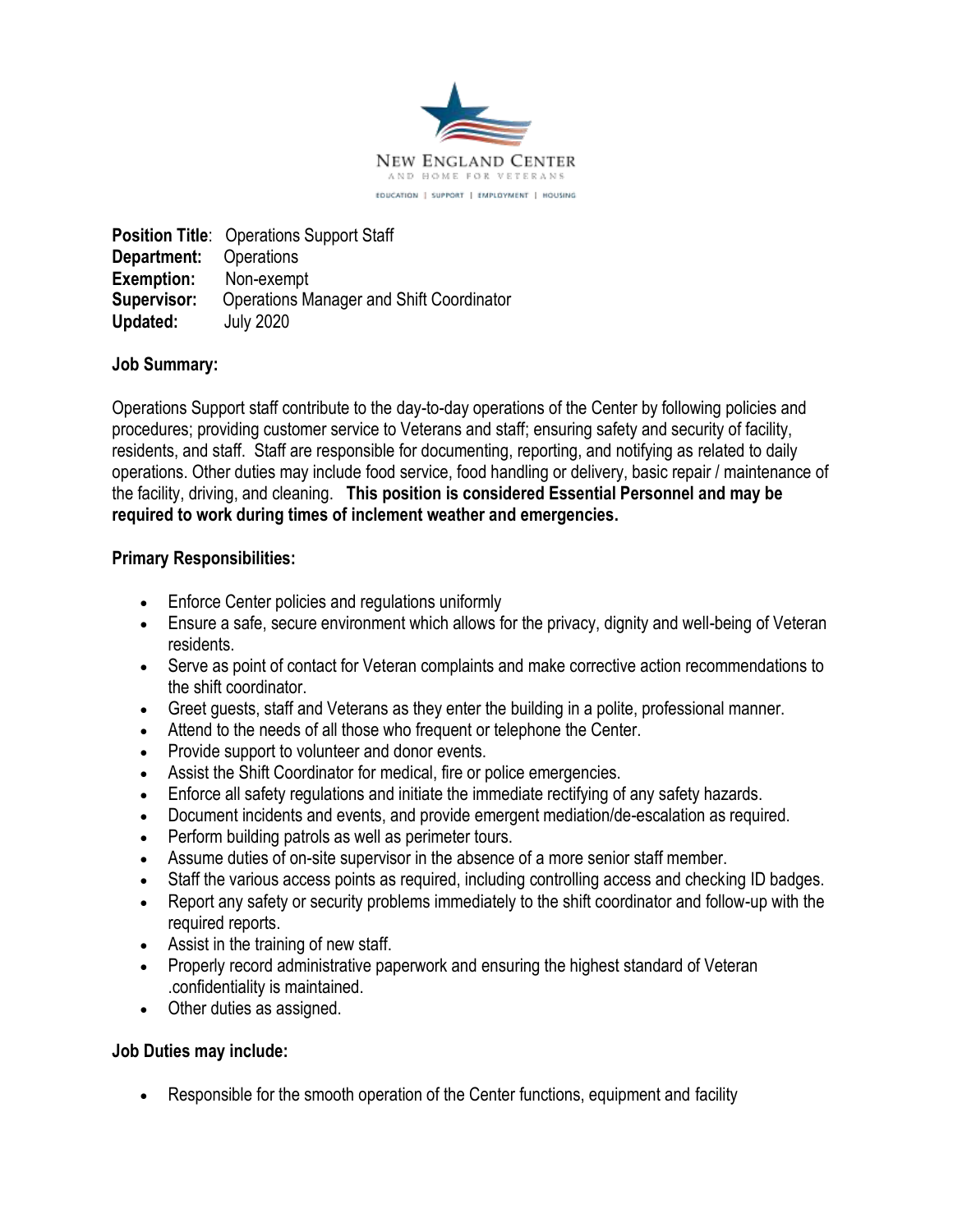New England Center and Home for Veterans

EDUCATION | SUPPORT | EMPLOYMENT | HOUSING

**Position Title**: Operations Support Staff
**Department:** Operations
**Exemption:** Non-exempt
**Supervisor:** Operations Manager and Shift Coordinator
**Updated:** July 2020

**Job Summary:**

Operations Support staff contribute to the day-to-day operations of the Center by following policies and procedures; providing customer service to Veterans and staff; ensuring safety and security of facility, residents, and staff. Staff are responsible for documenting, reporting, and notifying as related to daily operations. Other duties may include food service, food handling or delivery, basic repair / maintenance of the facility, driving, and cleaning. **This position is considered Essential Personnel and may be required to work during times of inclement weather and emergencies.**

**Primary Responsibilities:**

- Enforce Center policies and regulations uniformly
- Ensure a safe, secure environment which allows for the privacy, dignity and well-being of Veteran residents.
- Serve as point of contact for Veteran complaints and make corrective action recommendations to the shift coordinator.
- Greet guests, staff and Veterans as they enter the building in a polite, professional manner.
- Attend to the needs of all those who frequent or telephone the Center.
- Provide support to volunteer and donor events.
- Assist the Shift Coordinator for medical, fire or police emergencies.
- Enforce all safety regulations and initiate the immediate rectifying of any safety hazards.
- Document incidents and events, and provide emergent mediation/de-escalation as required.
- Perform building patrols as well as perimeter tours.
- Assume duties of on-site supervisor in the absence of a more senior staff member.
- Staff the various access points as required, including controlling access and checking ID badges.
- Report any safety or security problems immediately to the shift coordinator and follow-up with the required reports.
- Assist in the training of new staff.
- Properly record administrative paperwork and ensuring the highest standard of Veteran .confidentiality is maintained.
- Other duties as assigned.

**Job Duties may include:**

- Responsible for the smooth operation of the Center functions, equipment and facility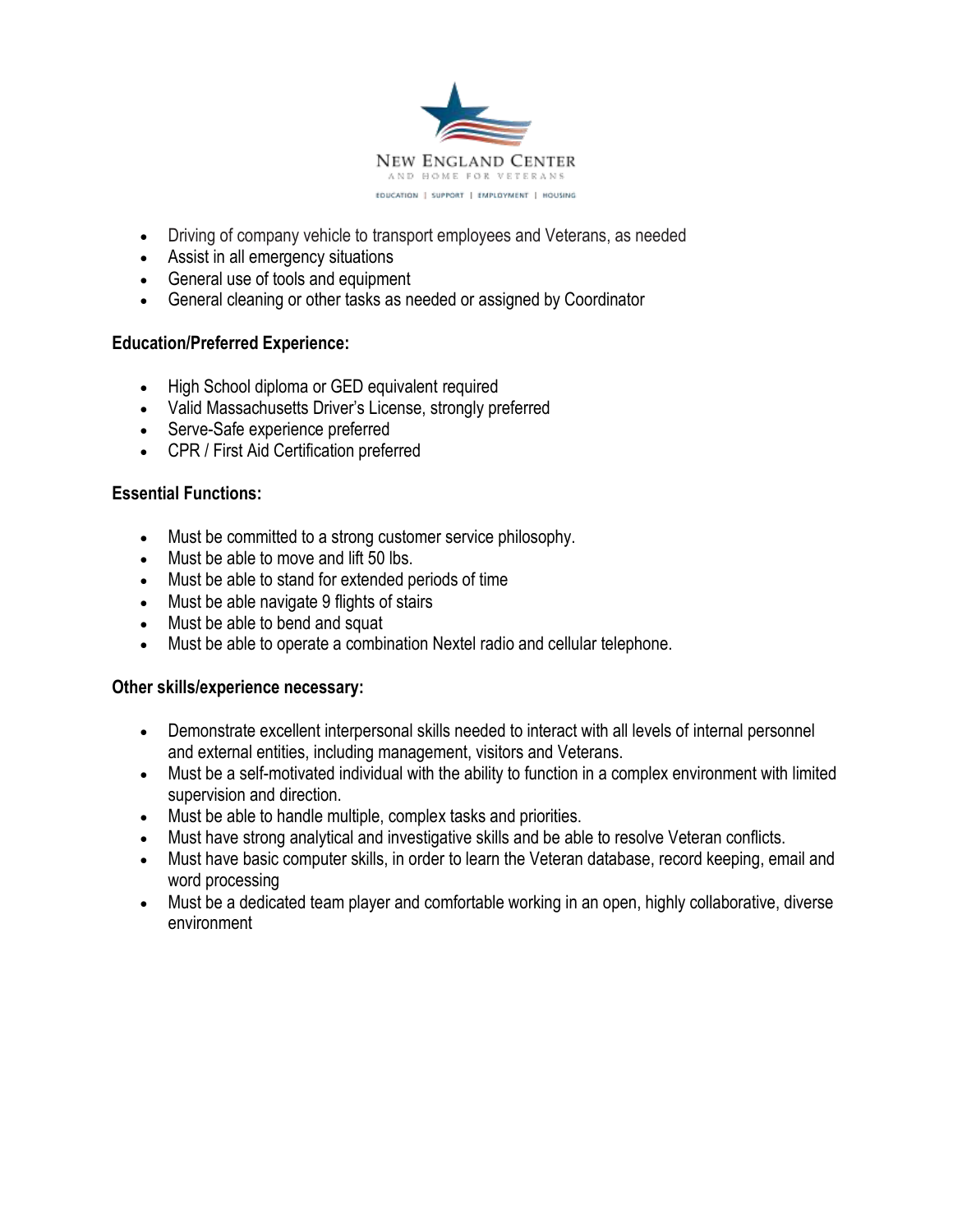- Driving of company vehicle to transport employees and Veterans, as needed
- Assist in all emergency situations
- General use of tools and equipment
- General cleaning or other tasks as needed or assigned by Coordinator

**Education/Preferred Experience:**

- High School diploma or GED equivalent required
- Valid Massachusetts Driver's License, strongly preferred
- Serve-Safe experience preferred
- CPR / First Aid Certification preferred

**Essential Functions:**

- Must be committed to a strong customer service philosophy.
- Must be able to move and lift 50 lbs.
- Must be able to stand for extended periods of time
- Must be able navigate 9 flights of stairs
- Must be able to bend and squat
- Must be able to operate a combination Nextel radio and cellular telephone.

**Other skills/experience necessary:**

- Demonstrate excellent interpersonal skills needed to interact with all levels of internal personnel and external entities, including management, visitors and Veterans.
- Must be a self-motivated individual with the ability to function in a complex environment with limited supervision and direction.
- Must be able to handle multiple, complex tasks and priorities.
- Must have strong analytical and investigative skills and be able to resolve Veteran conflicts.
- Must have basic computer skills, in order to learn the Veteran database, record keeping, email and word processing
- Must be a dedicated team player and comfortable working in an open, highly collaborative, diverse environment